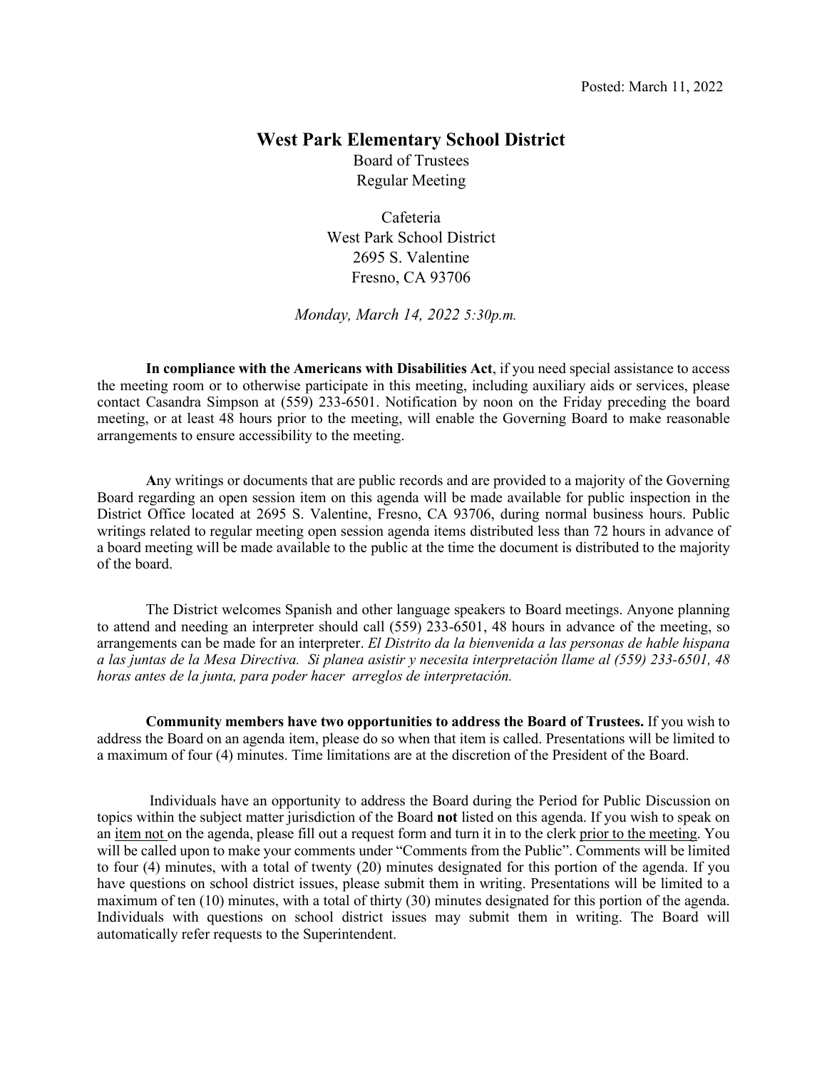Posted: March 11, 2022

# West Park Elementary School District

Board of Trustees
Regular Meeting

Cafeteria
West Park School District
2695 S. Valentine
Fresno, CA 93706

*Monday, March 14, 2022 5:30p.m.*

**In compliance with the Americans with Disabilities Act**, if you need special assistance to access the meeting room or to otherwise participate in this meeting, including auxiliary aids or services, please contact Casandra Simpson at (559) 233-6501. Notification by noon on the Friday preceding the board meeting, or at least 48 hours prior to the meeting, will enable the Governing Board to make reasonable arrangements to ensure accessibility to the meeting.

**A**ny writings or documents that are public records and are provided to a majority of the Governing Board regarding an open session item on this agenda will be made available for public inspection in the District Office located at 2695 S. Valentine, Fresno, CA 93706, during normal business hours. Public writings related to regular meeting open session agenda items distributed less than 72 hours in advance of a board meeting will be made available to the public at the time the document is distributed to the majority of the board.

The District welcomes Spanish and other language speakers to Board meetings. Anyone planning to attend and needing an interpreter should call (559) 233-6501, 48 hours in advance of the meeting, so arrangements can be made for an interpreter. *El Distrito da la bienvenida a las personas de hable hispana a las juntas de la Mesa Directiva. Si planea asistir y necesita interpretación llame al (559) 233-6501, 48 horas antes de la junta, para poder hacer arreglos de interpretación.*

**Community members have two opportunities to address the Board of Trustees.** If you wish to address the Board on an agenda item, please do so when that item is called. Presentations will be limited to a maximum of four (4) minutes. Time limitations are at the discretion of the President of the Board.

Individuals have an opportunity to address the Board during the Period for Public Discussion on topics within the subject matter jurisdiction of the Board **not** listed on this agenda. If you wish to speak on an item not on the agenda, please fill out a request form and turn it in to the clerk prior to the meeting. You will be called upon to make your comments under "Comments from the Public". Comments will be limited to four (4) minutes, with a total of twenty (20) minutes designated for this portion of the agenda. If you have questions on school district issues, please submit them in writing. Presentations will be limited to a maximum of ten (10) minutes, with a total of thirty (30) minutes designated for this portion of the agenda. Individuals with questions on school district issues may submit them in writing. The Board will automatically refer requests to the Superintendent.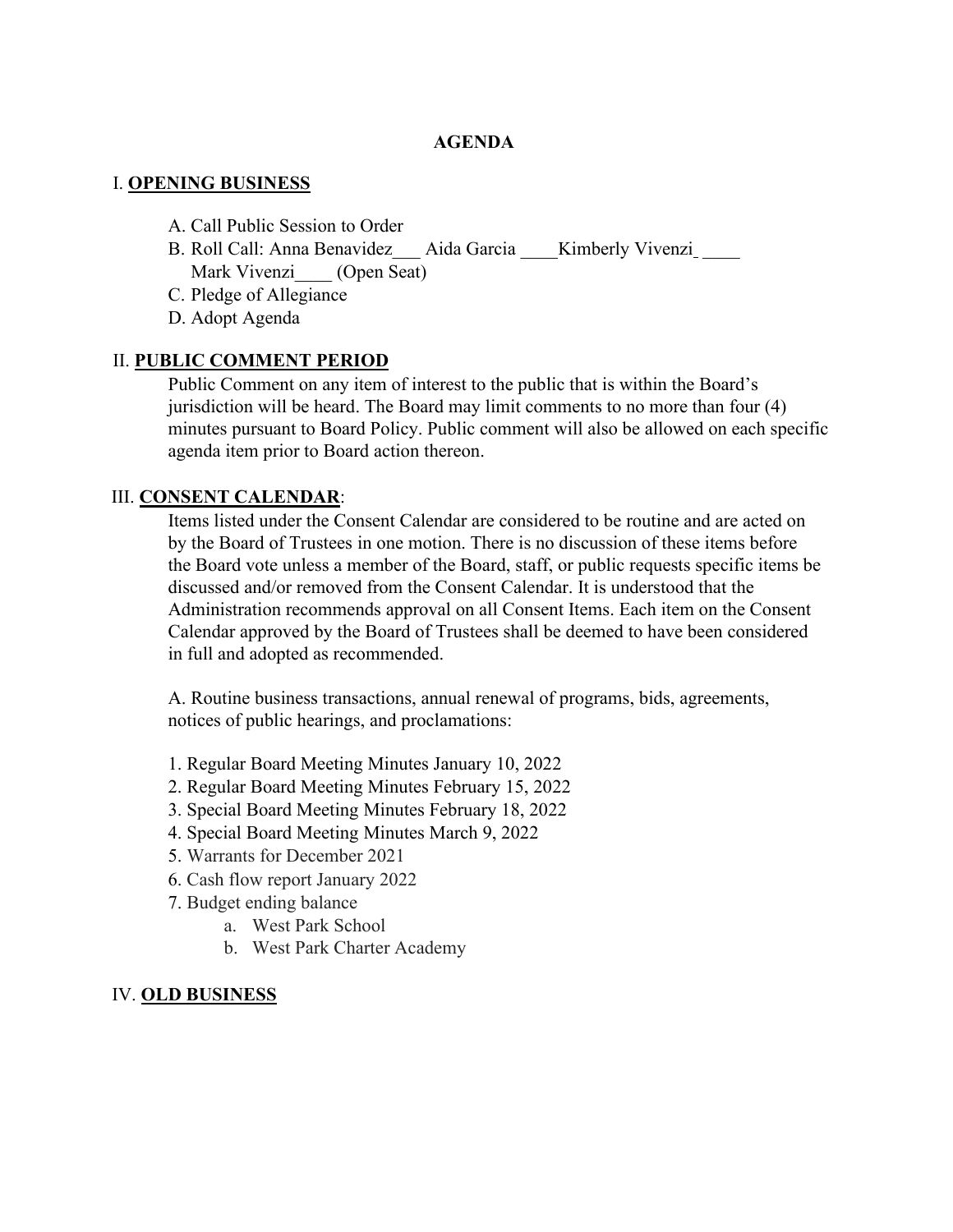# AGENDA

## I. **OPENING BUSINESS**

A. Call Public Session to Order
B. Roll Call: Anna Benavidez___ Aida Garcia ____Kimberly Vivenzi ____
Mark Vivenzi____ (Open Seat)
C. Pledge of Allegiance
D. Adopt Agenda

## II. **PUBLIC COMMENT PERIOD**

Public Comment on any item of interest to the public that is within the Board's jurisdiction will be heard. The Board may limit comments to no more than four (4) minutes pursuant to Board Policy. Public comment will also be allowed on each specific agenda item prior to Board action thereon.

## III. **CONSENT CALENDAR**:

Items listed under the Consent Calendar are considered to be routine and are acted on by the Board of Trustees in one motion. There is no discussion of these items before the Board vote unless a member of the Board, staff, or public requests specific items be discussed and/or removed from the Consent Calendar. It is understood that the Administration recommends approval on all Consent Items. Each item on the Consent Calendar approved by the Board of Trustees shall be deemed to have been considered in full and adopted as recommended.

A. Routine business transactions, annual renewal of programs, bids, agreements, notices of public hearings, and proclamations:

1. Regular Board Meeting Minutes January 10, 2022
2. Regular Board Meeting Minutes February 15, 2022
3. Special Board Meeting Minutes February 18, 2022
4. Special Board Meeting Minutes March 9, 2022
5. Warrants for December 2021
6. Cash flow report January 2022
7. Budget ending balance
    a. West Park School
    b. West Park Charter Academy

## IV. **OLD BUSINESS**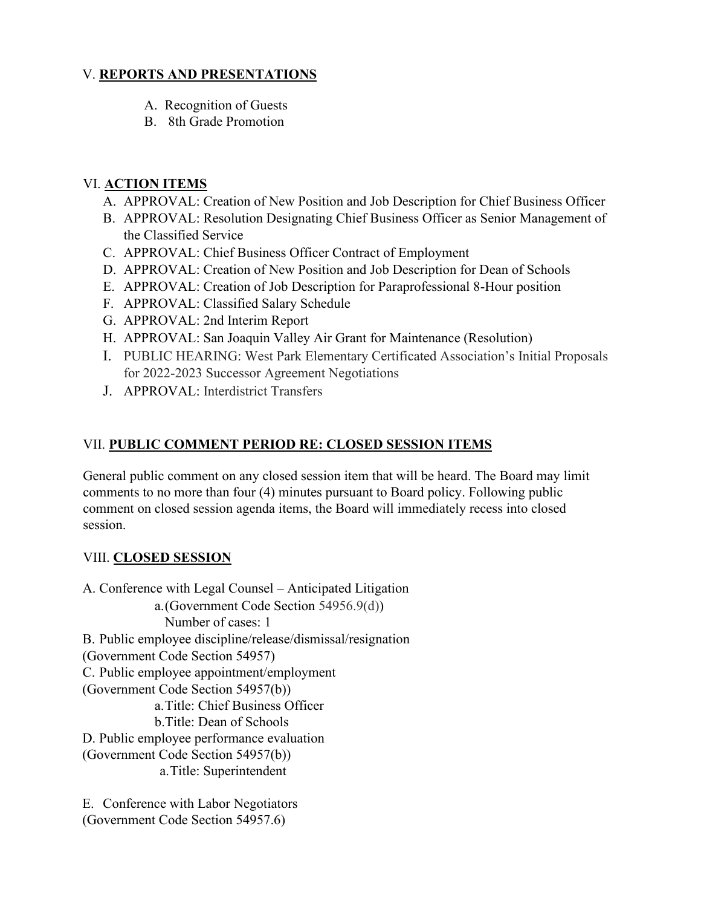## V. **REPORTS AND PRESENTATIONS**

A. Recognition of Guests
B. 8th Grade Promotion

## VI. **ACTION ITEMS**

A. APPROVAL: Creation of New Position and Job Description for Chief Business Officer
B. APPROVAL: Resolution Designating Chief Business Officer as Senior Management of the Classified Service
C. APPROVAL: Chief Business Officer Contract of Employment
D. APPROVAL: Creation of New Position and Job Description for Dean of Schools
E. APPROVAL: Creation of Job Description for Paraprofessional 8-Hour position
F. APPROVAL: Classified Salary Schedule
G. APPROVAL: 2nd Interim Report
H. APPROVAL: San Joaquin Valley Air Grant for Maintenance (Resolution)
I. PUBLIC HEARING: West Park Elementary Certificated Association's Initial Proposals for 2022-2023 Successor Agreement Negotiations
J. APPROVAL: Interdistrict Transfers

## VII. **PUBLIC COMMENT PERIOD RE: CLOSED SESSION ITEMS**

General public comment on any closed session item that will be heard. The Board may limit comments to no more than four (4) minutes pursuant to Board policy. Following public comment on closed session agenda items, the Board will immediately recess into closed session.

## VIII. **CLOSED SESSION**

A. Conference with Legal Counsel – Anticipated Litigation
    a. (Government Code Section 54956.9(d))
    Number of cases: 1
B. Public employee discipline/release/dismissal/resignation
(Government Code Section 54957)
C. Public employee appointment/employment
(Government Code Section 54957(b))
    a. Title: Chief Business Officer
    b. Title: Dean of Schools
D. Public employee performance evaluation
(Government Code Section 54957(b))
    a. Title: Superintendent

E. Conference with Labor Negotiators
(Government Code Section 54957.6)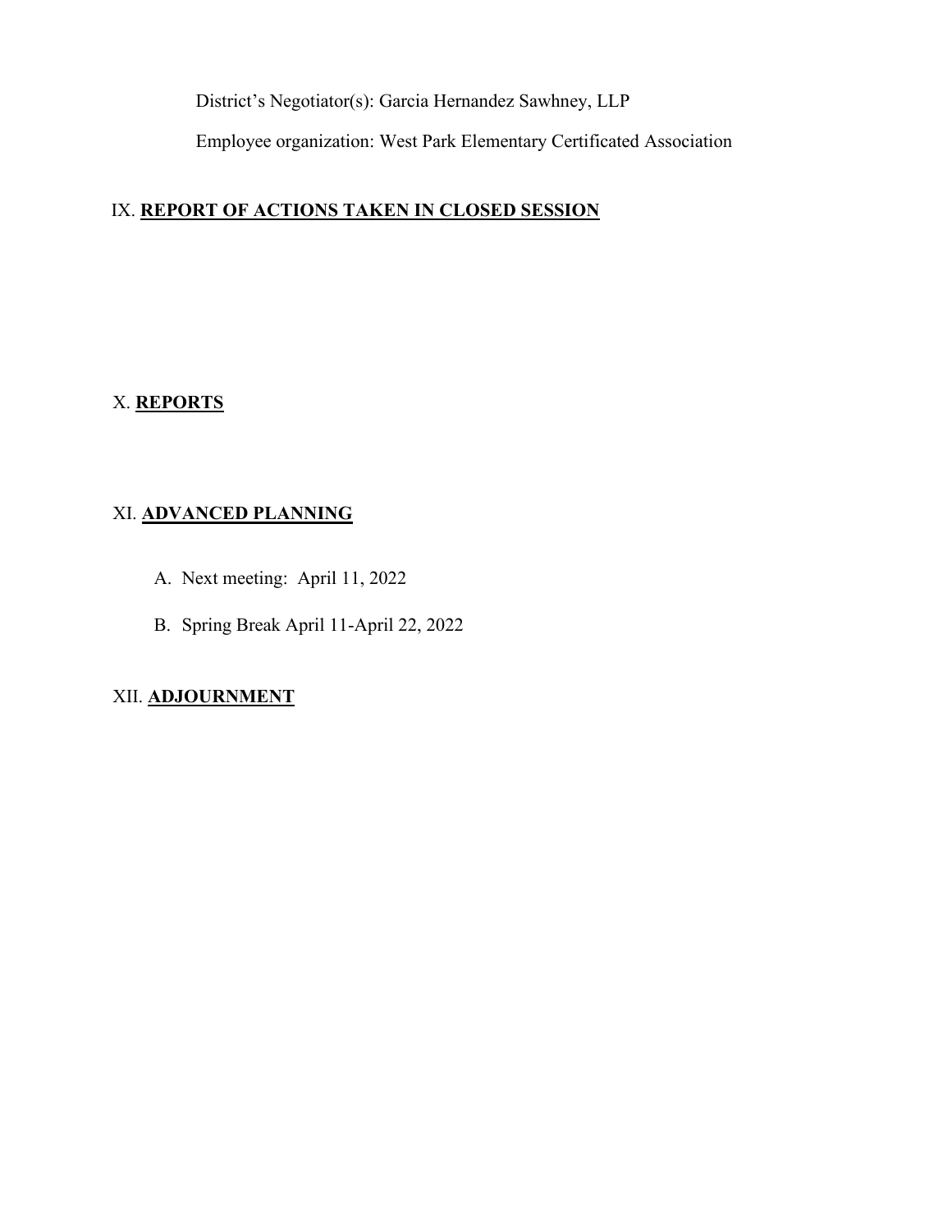District's Negotiator(s): Garcia Hernandez Sawhney, LLP

Employee organization: West Park Elementary Certificated Association

## IX. **REPORT OF ACTIONS TAKEN IN CLOSED SESSION**

## X. **REPORTS**

## XI. **ADVANCED PLANNING**

A. Next meeting: April 11, 2022

B. Spring Break April 11-April 22, 2022

## XII. **ADJOURNMENT**